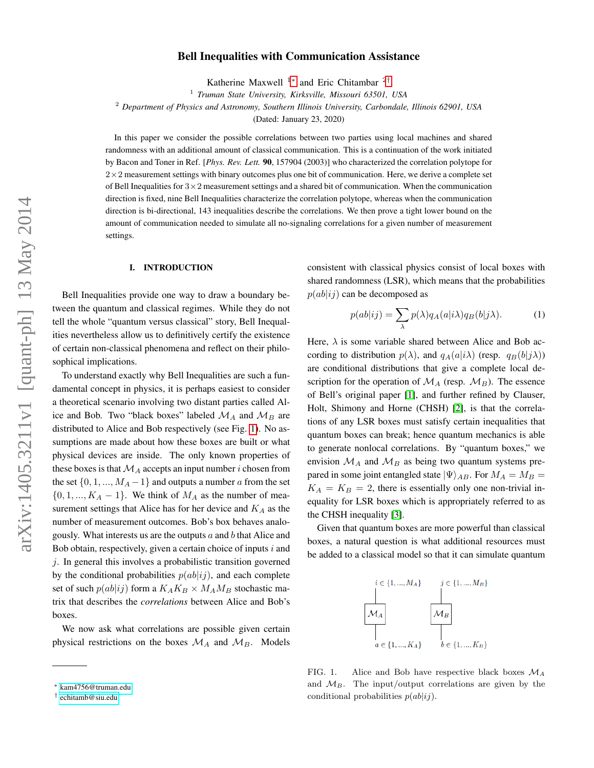# Bell Inequalities with Communication Assistance

Katherine Maxwell [1]* and Eric Chitambar [2]†

[1] *Truman State University, Kirksville, Missouri 63501, USA*

[2] *Department of Physics and Astronomy, Southern Illinois University, Carbondale, Illinois 62901, USA*

(Dated: January 23, 2020)

In this paper we consider the possible correlations between two parties using local machines and shared randomness with an additional amount of classical communication. This is a continuation of the work initiated by Bacon and Toner in Ref. [*Phys. Rev. Lett.* **90**, 157904 (2003)] who characterized the correlation polytope for $2\times 2$ measurement settings with binary outcomes plus one bit of communication. Here, we derive a complete set of Bell Inequalities for $3\times 2$ measurement settings and a shared bit of communication. When the communication direction is fixed, nine Bell Inequalities characterize the correlation polytope, whereas when the communication direction is bi-directional, 143 inequalities describe the correlations. We then prove a tight lower bound on the amount of communication needed to simulate all no-signaling correlations for a given number of measurement settings.

## I. INTRODUCTION

Bell Inequalities provide one way to draw a boundary between the quantum and classical regimes. While they do not tell the whole "quantum versus classical" story, Bell Inequalities nevertheless allow us to definitively certify the existence of certain non-classical phenomena and reflect on their philosophical implications.

To understand exactly why Bell Inequalities are such a fundamental concept in physics, it is perhaps easiest to consider a theoretical scenario involving two distant parties called Alice and Bob. Two "black boxes" labeled $\mathcal{M}_A$ and $\mathcal{M}_B$ are distributed to Alice and Bob respectively (see Fig. 1). No assumptions are made about how these boxes are built or what physical devices are inside. The only known properties of these boxes is that $\mathcal{M}_A$ accepts an input number $i$ chosen from the set $\{0, 1, ..., M_A - 1\}$ and outputs a number $a$ from the set $\{0, 1, ..., K_A - 1\}$. We think of $M_A$ as the number of measurement settings that Alice has for her device and $K_A$ as the number of measurement outcomes. Bob's box behaves analogously. What interests us are the outputs $a$ and $b$ that Alice and Bob obtain, respectively, given a certain choice of inputs $i$ and $j$. In general this involves a probabilistic transition governed by the conditional probabilities $p(ab|ij)$, and each complete set of such $p(ab|ij)$ form a $K_AK_B \times M_AM_B$ stochastic matrix that describes the *correlations* between Alice and Bob's boxes.

We now ask what correlations are possible given certain physical restrictions on the boxes $\mathcal{M}_A$ and $\mathcal{M}_B$. Models consistent with classical physics consist of local boxes with shared randomness (LSR), which means that the probabilities $p(ab|ij)$ can be decomposed as

$$p(ab|ij) = \sum_{\lambda} p(\lambda)q_A(a|i\lambda)q_B(b|j\lambda). \tag{1}$$

Here, $\lambda$ is some variable shared between Alice and Bob according to distribution $p(\lambda)$, and $q_A(a|i\lambda)$ (resp. $q_B(b|j\lambda)$) are conditional distributions that give a complete local description for the operation of $\mathcal{M}_A$ (resp. $\mathcal{M}_B$). The essence of Bell's original paper [1], and further refined by Clauser, Holt, Shimony and Horne (CHSH) [2], is that the correlations of any LSR boxes must satisfy certain inequalities that quantum boxes can break; hence quantum mechanics is able to generate nonlocal correlations. By "quantum boxes," we envision $\mathcal{M}_A$ and $\mathcal{M}_B$ as being two quantum systems prepared in some joint entangled state $|\Psi\rangle_{AB}$. For $M_A = M_B = K_A = K_B = 2$, there is essentially only one non-trivial inequality for LSR boxes which is appropriately referred to as the CHSH inequality [3].

Given that quantum boxes are more powerful than classical boxes, a natural question is what additional resources must be added to a classical model so that it can simulate quantum

$i \in \{1, ..., M_A\}$ $\quad$ $j \in \{1, ..., M_B\}$

$\mathcal{M}_A$ $\quad$ $\mathcal{M}_B$

$a \in \{1, ..., K_A\}$ $\quad$ $b \in \{1, ..., K_B\}$

FIG. 1. Alice and Bob have respective black boxes $\mathcal{M}_A$ and $\mathcal{M}_B$. The input/output correlations are given by the conditional probabilities $p(ab|ij)$.

* kam4756@truman.edu

† echitamb@siu.edu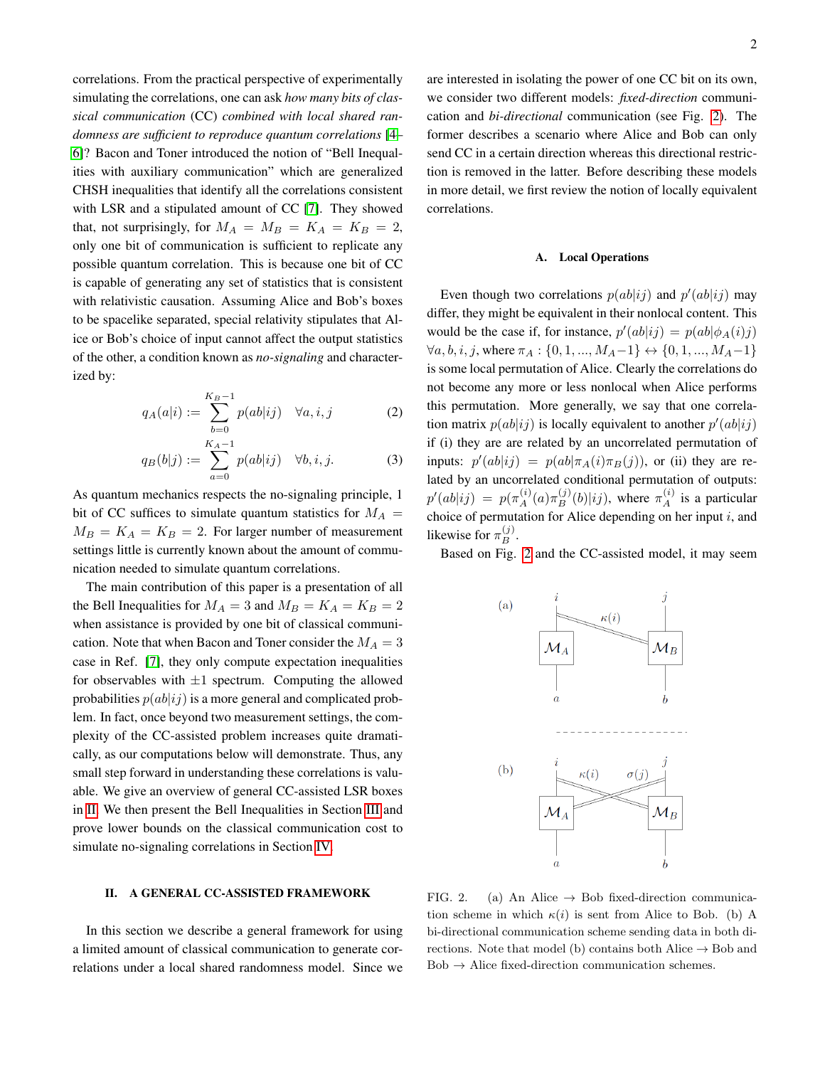correlations. From the practical perspective of experimentally simulating the correlations, one can ask *how many bits of classical communication* (CC) *combined with local shared randomness are sufficient to reproduce quantum correlations* [4–6]? Bacon and Toner introduced the notion of "Bell Inequalities with auxiliary communication" which are generalized CHSH inequalities that identify all the correlations consistent with LSR and a stipulated amount of CC [7]. They showed that, not surprisingly, for $M_A = M_B = K_A = K_B = 2$, only one bit of communication is sufficient to replicate any possible quantum correlation. This is because one bit of CC is capable of generating any set of statistics that is consistent with relativistic causation. Assuming Alice and Bob's boxes to be spacelike separated, special relativity stipulates that Alice or Bob's choice of input cannot affect the output statistics of the other, a condition known as *no-signaling* and characterized by:

$$q_A(a|i) := \sum_{b=0}^{K_B-1} p(ab|ij) \quad \forall a, i, j \tag{2}$$

$$q_B(b|j) := \sum_{a=0}^{K_A-1} p(ab|ij) \quad \forall b, i, j. \tag{3}$$

As quantum mechanics respects the no-signaling principle, 1 bit of CC suffices to simulate quantum statistics for $M_A = M_B = K_A = K_B = 2$. For larger number of measurement settings little is currently known about the amount of communication needed to simulate quantum correlations.

The main contribution of this paper is a presentation of all the Bell Inequalities for $M_A = 3$ and $M_B = K_A = K_B = 2$ when assistance is provided by one bit of classical communication. Note that when Bacon and Toner consider the $M_A = 3$ case in Ref. [7], they only compute expectation inequalities for observables with $\pm 1$ spectrum. Computing the allowed probabilities $p(ab|ij)$ is a more general and complicated problem. In fact, once beyond two measurement settings, the complexity of the CC-assisted problem increases quite dramatically, as our computations below will demonstrate. Thus, any small step forward in understanding these correlations is valuable. We give an overview of general CC-assisted LSR boxes in II. We then present the Bell Inequalities in Section III and prove lower bounds on the classical communication cost to simulate no-signaling correlations in Section IV.

## II. A GENERAL CC-ASSISTED FRAMEWORK

In this section we describe a general framework for using a limited amount of classical communication to generate correlations under a local shared randomness model. Since we are interested in isolating the power of one CC bit on its own, we consider two different models: *fixed-direction* communication and *bi-directional* communication (see Fig. 2). The former describes a scenario where Alice and Bob can only send CC in a certain direction whereas this directional restriction is removed in the latter. Before describing these models in more detail, we first review the notion of locally equivalent correlations.

### A. Local Operations

Even though two correlations $p(ab|ij)$ and $p'(ab|ij)$ may differ, they might be equivalent in their nonlocal content. This would be the case if, for instance, $p'(ab|ij) = p(ab|\phi_A(i)j)$ $\forall a, b, i, j$, where $\pi_A : \{0, 1, ..., M_A - 1\} \leftrightarrow \{0, 1, ..., M_A - 1\}$ is some local permutation of Alice. Clearly the correlations do not become any more or less nonlocal when Alice performs this permutation. More generally, we say that one correlation matrix $p(ab|ij)$ is locally equivalent to another $p'(ab|ij)$ if (i) they are related by an uncorrelated permutation of inputs: $p'(ab|ij) = p(ab|\pi_A(i)\pi_B(j))$, or (ii) they are related by an uncorrelated conditional permutation of outputs: $p'(ab|ij) = p(\pi_A^{(i)}(a)\pi_B^{(j)}(b)|ij)$, where $\pi_A^{(i)}$ is a particular choice of permutation for Alice depending on her input $i$, and likewise for $\pi_B^{(j)}$.

Based on Fig. 2 and the CC-assisted model, it may seem

FIG. 2. (a) An Alice → Bob fixed-direction communication scheme in which $\kappa(i)$ is sent from Alice to Bob. (b) A bi-directional communication scheme sending data in both directions. Note that model (b) contains both Alice → Bob and Bob → Alice fixed-direction communication schemes.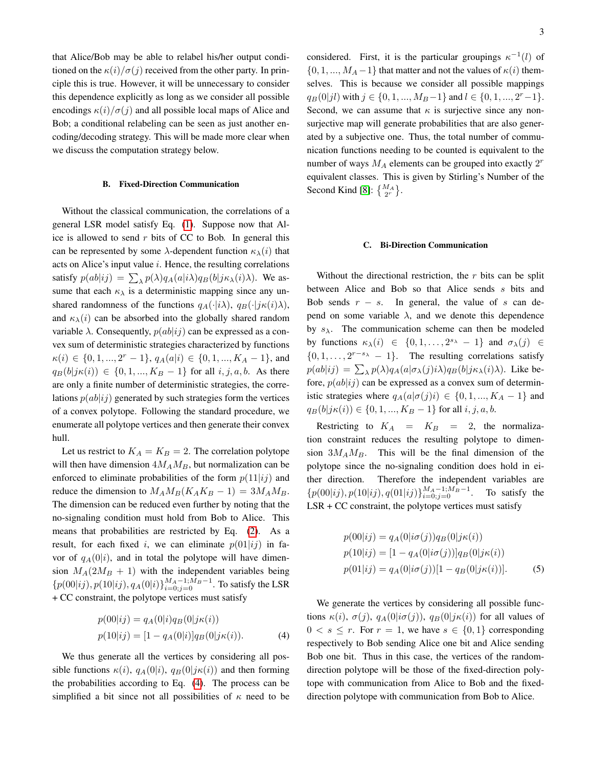that Alice/Bob may be able to relabel his/her output conditioned on the $\kappa(i)/\sigma(j)$ received from the other party. In principle this is true. However, it will be unnecessary to consider this dependence explicitly as long as we consider all possible encodings $\kappa(i)/\sigma(j)$ and all possible local maps of Alice and Bob; a conditional relabeling can be seen as just another encoding/decoding strategy. This will be made more clear when we discuss the computation strategy below.

### B. Fixed-Direction Communication

Without the classical communication, the correlations of a general LSR model satisfy Eq. (1). Suppose now that Alice is allowed to send $r$ bits of CC to Bob. In general this can be represented by some $\lambda$-dependent function $\kappa_\lambda(i)$ that acts on Alice's input value $i$. Hence, the resulting correlations satisfy $p(ab|ij) = \sum_\lambda p(\lambda) q_A(a|i\lambda) q_B(b|j\kappa_\lambda(i)\lambda)$. We assume that each $\kappa_\lambda$ is a deterministic mapping since any unshared randomness of the functions $q_A(\cdot|i\lambda)$, $q_B(\cdot|j\kappa(i)\lambda)$, and $\kappa_\lambda(i)$ can be absorbed into the globally shared random variable $\lambda$. Consequently, $p(ab|ij)$ can be expressed as a convex sum of deterministic strategies characterized by functions $\kappa(i) \in \{0, 1, ..., 2^r - 1\}$, $q_A(a|i) \in \{0, 1, ..., K_A - 1\}$, and $q_B(b|j\kappa(i)) \in \{0, 1, ..., K_B - 1\}$ for all $i, j, a, b$. As there are only a finite number of deterministic strategies, the correlations $p(ab|ij)$ generated by such strategies form the vertices of a convex polytope. Following the standard procedure, we enumerate all polytope vertices and then generate their convex hull.

Let us restrict to $K_A = K_B = 2$. The correlation polytope will then have dimension $4M_AM_B$, but normalization can be enforced to eliminate probabilities of the form $p(11|ij)$ and reduce the dimension to $M_AM_B(K_AK_B - 1) = 3M_AM_B$. The dimension can be reduced even further by noting that the no-signaling condition must hold from Bob to Alice. This means that probabilities are restricted by Eq. (2). As a result, for each fixed $i$, we can eliminate $p(01|ij)$ in favor of $q_A(0|i)$, and in total the polytope will have dimension $M_A(2M_B + 1)$ with the independent variables being $\{p(00|ij), p(10|ij), q_A(0|i)\}_{i=0;j=0}^{M_A-1;M_B-1}$. To satisfy the LSR + CC constraint, the polytope vertices must satisfy

$$
\begin{aligned}
p(00|ij) &= q_A(0|i) q_B(0|j\kappa(i)) \\
p(10|ij) &= [1 - q_A(0|i)] q_B(0|j\kappa(i)).
\end{aligned}
\tag{4}
$$

We thus generate all the vertices by considering all possible functions $\kappa(i)$, $q_A(0|i)$, $q_B(0|j\kappa(i))$ and then forming the probabilities according to Eq. (4). The process can be simplified a bit since not all possibilities of $\kappa$ need to be considered. First, it is the particular groupings $\kappa^{-1}(l)$ of $\{0, 1, ..., M_A - 1\}$ that matter and not the values of $\kappa(i)$ themselves. This is because we consider all possible mappings $q_B(0|jl)$ with $j \in \{0, 1, ..., M_B - 1\}$ and $l \in \{0, 1, ..., 2^r - 1\}$. Second, we can assume that $\kappa$ is surjective since any non-surjective map will generate probabilities that are also generated by a subjective one. Thus, the total number of communication functions needing to be counted is equivalent to the number of ways $M_A$ elements can be grouped into exactly $2^r$ equivalent classes. This is given by Stirling's Number of the Second Kind [8]: $\left\{ {M_A \atop 2^r} \right\}$.

### C. Bi-Direction Communication

Without the directional restriction, the $r$ bits can be split between Alice and Bob so that Alice sends $s$ bits and Bob sends $r - s$. In general, the value of $s$ can depend on some variable $\lambda$, and we denote this dependence by $s_\lambda$. The communication scheme can then be modeled by functions $\kappa_\lambda(i) \in \{0, 1, \ldots, 2^{s_\lambda} - 1\}$ and $\sigma_\lambda(j) \in \{0, 1, \ldots, 2^{r - s_\lambda} - 1\}$. The resulting correlations satisfy $p(ab|ij) = \sum_\lambda p(\lambda) q_A(a|\sigma_\lambda(j)i\lambda) q_B(b|j\kappa_\lambda(i)\lambda)$. Like before, $p(ab|ij)$ can be expressed as a convex sum of deterministic strategies where $q_A(a|\sigma(j)i) \in \{0, 1, ..., K_A - 1\}$ and $q_B(b|j\kappa(i)) \in \{0, 1, ..., K_B - 1\}$ for all $i, j, a, b$.

Restricting to $K_A = K_B = 2$, the normalization constraint reduces the resulting polytope to dimension $3M_AM_B$. This will be the final dimension of the polytope since the no-signaling condition does hold in either direction. Therefore the independent variables are $\{p(00|ij), p(10|ij), q(01|ij)\}_{i=0;j=0}^{M_A-1;M_B-1}$. To satisfy the LSR + CC constraint, the polytope vertices must satisfy

$$
\begin{aligned}
p(00|ij) &= q_A(0|i\sigma(j)) q_B(0|j\kappa(i)) \\
p(10|ij) &= [1 - q_A(0|i\sigma(j))] q_B(0|j\kappa(i)) \\
p(01|ij) &= q_A(0|i\sigma(j)) [1 - q_B(0|j\kappa(i))].
\end{aligned}
\tag{5}
$$

We generate the vertices by considering all possible functions $\kappa(i)$, $\sigma(j)$, $q_A(0|i\sigma(j))$, $q_B(0|j\kappa(i))$ for all values of $0 < s \leq r$. For $r = 1$, we have $s \in \{0, 1\}$ corresponding respectively to Bob sending Alice one bit and Alice sending Bob one bit. Thus in this case, the vertices of the random-direction polytope will be those of the fixed-direction polytope with communication from Alice to Bob and the fixed-direction polytope with communication from Bob to Alice.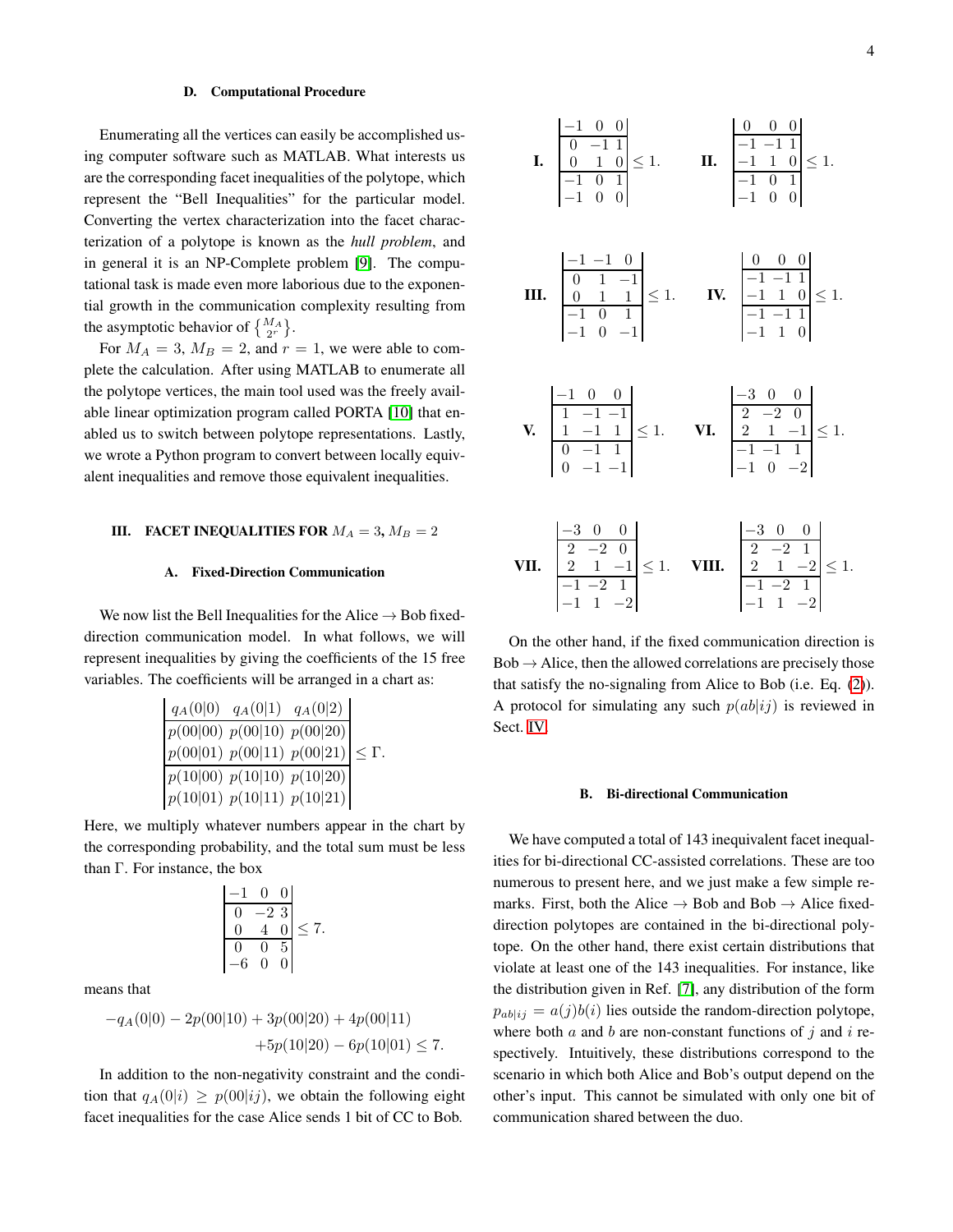### D. Computational Procedure

Enumerating all the vertices can easily be accomplished using computer software such as MATLAB. What interests us are the corresponding facet inequalities of the polytope, which represent the "Bell Inequalities" for the particular model. Converting the vertex characterization into the facet characterization of a polytope is known as the *hull problem*, and in general it is an NP-Complete problem [9]. The computational task is made even more laborious due to the exponential growth in the communication complexity resulting from the asymptotic behavior of $\left\{ {M_A \atop 2^r} \right\}$.

For $M_A = 3$, $M_B = 2$, and $r = 1$, we were able to complete the calculation. After using MATLAB to enumerate all the polytope vertices, the main tool used was the freely available linear optimization program called PORTA [10] that enabled us to switch between polytope representations. Lastly, we wrote a Python program to convert between locally equivalent inequalities and remove those equivalent inequalities.

## III. FACET INEQUALITIES FOR $M_A = 3$, $M_B = 2$

### A. Fixed-Direction Communication

We now list the Bell Inequalities for the Alice $\rightarrow$ Bob fixed-direction communication model. In what follows, we will represent inequalities by giving the coefficients of the 15 free variables. The coefficients will be arranged in a chart as:

$$\left|\begin{array}{ccc} q_A(0|0) & q_A(0|1) & q_A(0|2) \\ \hline p(00|00) & p(00|10) & p(00|20) \\ p(00|01) & p(00|11) & p(00|21) \\ \hline p(10|00) & p(10|10) & p(10|20) \\ p(10|01) & p(10|11) & p(10|21) \end{array}\right| \leq \Gamma.$$

Here, we multiply whatever numbers appear in the chart by the corresponding probability, and the total sum must be less than $\Gamma$. For instance, the box

$$\left|\begin{array}{ccc} -1 & 0 & 0 \\ \hline 0 & -2 & 3 \\ 0 & 4 & 0 \\ \hline 0 & 0 & 5 \\ -6 & 0 & 0 \end{array}\right| \leq 7.$$

means that

$$-q_A(0|0) - 2p(00|10) + 3p(00|20) + 4p(00|11) \\ +5p(10|20) - 6p(10|01) \leq 7.$$

In addition to the non-negativity constraint and the condition that $q_A(0|i) \geq p(00|ij)$, we obtain the following eight facet inequalities for the case Alice sends 1 bit of CC to Bob.

$$\textbf{I.} \quad \left|\begin{array}{ccc} -1 & 0 & 0 \\ \hline 0 & -1 & 1 \\ 0 & 1 & 0 \\ \hline -1 & 0 & 1 \\ -1 & 0 & 0 \end{array}\right| \leq 1. \qquad \textbf{II.} \quad \left|\begin{array}{ccc} 0 & 0 & 0 \\ \hline -1 & -1 & 1 \\ -1 & 1 & 0 \\ \hline -1 & 0 & 1 \\ -1 & 0 & 0 \end{array}\right| \leq 1.$$

$$\textbf{III.} \quad \left|\begin{array}{ccc} -1 & -1 & 0 \\ \hline 0 & 1 & -1 \\ 0 & 1 & 1 \\ \hline -1 & 0 & 1 \\ -1 & 0 & -1 \end{array}\right| \leq 1. \qquad \textbf{IV.} \quad \left|\begin{array}{ccc} 0 & 0 & 0 \\ \hline -1 & -1 & 1 \\ -1 & 1 & 0 \\ \hline -1 & -1 & 1 \\ -1 & 1 & 0 \end{array}\right| \leq 1.$$

$$\textbf{V.} \quad \left|\begin{array}{ccc} -1 & 0 & 0 \\ \hline 1 & -1 & -1 \\ 1 & -1 & 1 \\ \hline 0 & -1 & 1 \\ 0 & -1 & -1 \end{array}\right| \leq 1. \qquad \textbf{VI.} \quad \left|\begin{array}{ccc} -3 & 0 & 0 \\ \hline 2 & -2 & 0 \\ 2 & 1 & -1 \\ \hline -1 & -1 & 1 \\ -1 & 0 & -2 \end{array}\right| \leq 1.$$

$$\textbf{VII.} \quad \left|\begin{array}{ccc} -3 & 0 & 0 \\ \hline 2 & -2 & 0 \\ 2 & 1 & -1 \\ \hline -1 & -2 & 1 \\ -1 & 1 & -2 \end{array}\right| \leq 1. \qquad \textbf{VIII.} \quad \left|\begin{array}{ccc} -3 & 0 & 0 \\ \hline 2 & -2 & 1 \\ 2 & 1 & -2 \\ \hline -1 & -2 & 1 \\ -1 & 1 & -2 \end{array}\right| \leq 1.$$

On the other hand, if the fixed communication direction is Bob $\rightarrow$ Alice, then the allowed correlations are precisely those that satisfy the no-signaling from Alice to Bob (i.e. Eq. (2)). A protocol for simulating any such $p(ab|ij)$ is reviewed in Sect. IV.

### B. Bi-directional Communication

We have computed a total of 143 inequivalent facet inequalities for bi-directional CC-assisted correlations. These are too numerous to present here, and we just make a few simple remarks. First, both the Alice $\rightarrow$ Bob and Bob $\rightarrow$ Alice fixed-direction polytopes are contained in the bi-directional polytope. On the other hand, there exist certain distributions that violate at least one of the 143 inequalities. For instance, like the distribution given in Ref. [7], any distribution of the form $p_{ab|ij} = a(j)b(i)$ lies outside the random-direction polytope, where both $a$ and $b$ are non-constant functions of $j$ and $i$ respectively. Intuitively, these distributions correspond to the scenario in which both Alice and Bob's output depend on the other's input. This cannot be simulated with only one bit of communication shared between the duo.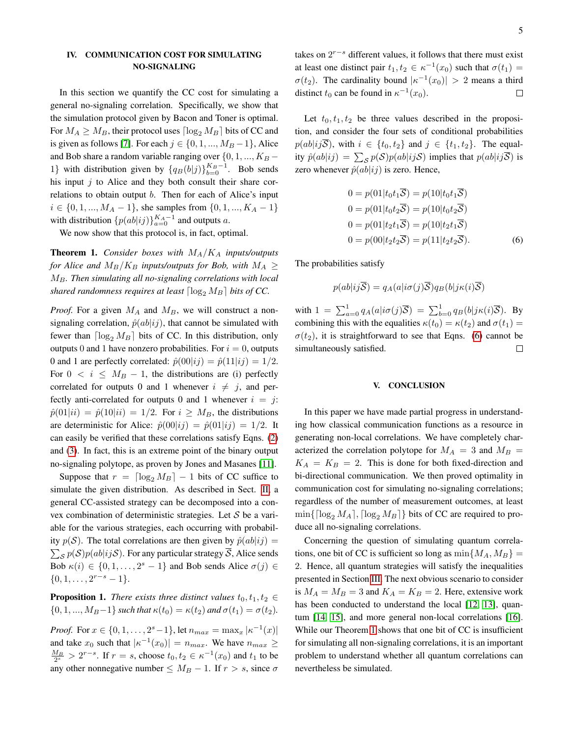## IV. COMMUNICATION COST FOR SIMULATING NO-SIGNALING

In this section we quantify the CC cost for simulating a general no-signaling correlation. Specifically, we show that the simulation protocol given by Bacon and Toner is optimal. For $M_A \geq M_B$, their protocol uses $\lceil \log_2 M_B \rceil$ bits of CC and is given as follows [7]. For each $j \in \{0, 1, ..., M_B - 1\}$, Alice and Bob share a random variable ranging over $\{0, 1, ..., K_B - 1\}$ with distribution given by $\{q_B(b|j)\}_{b=0}^{K_B-1}$. Bob sends his input $j$ to Alice and they both consult their share correlations to obtain output $b$. Then for each of Alice's input $i \in \{0, 1, ..., M_A - 1\}$, she samples from $\{0, 1, ..., K_A - 1\}$ with distribution $\{p(ab|ij)\}_{a=0}^{K_A-1}$ and outputs $a$.

We now show that this protocol is, in fact, optimal.

**Theorem 1.** *Consider boxes with $M_A/K_A$ inputs/outputs for Alice and $M_B/K_B$ inputs/outputs for Bob, with $M_A \geq M_B$. Then simulating all no-signaling correlations with local shared randomness requires at least $\lceil \log_2 M_B \rceil$ bits of CC.*

*Proof.* For a given $M_A$ and $M_B$, we will construct a non-signaling correlation, $\hat{p}(ab|ij)$, that cannot be simulated with fewer than $\lceil \log_2 M_B \rceil$ bits of CC. In this distribution, only outputs 0 and 1 have nonzero probabilities. For $i = 0$, outputs 0 and 1 are perfectly correlated: $\hat{p}(00|ij) = \hat{p}(11|ij) = 1/2$. For $0 < i \leq M_B - 1$, the distributions are (i) perfectly correlated for outputs 0 and 1 whenever $i \neq j$, and perfectly anti-correlated for outputs 0 and 1 whenever $i = j$: $\hat{p}(01|ii) = \hat{p}(10|ii) = 1/2$. For $i \geq M_B$, the distributions are deterministic for Alice: $\hat{p}(00|ij) = \hat{p}(01|ij) = 1/2$. It can easily be verified that these correlations satisfy Eqns. (2) and (3). In fact, this is an extreme point of the binary output no-signaling polytope, as proven by Jones and Masanes [11].

Suppose that $r = \lceil \log_2 M_B \rceil - 1$ bits of CC suffice to simulate the given distribution. As described in Sect. II, a general CC-assisted strategy can be decomposed into a convex combination of deterministic strategies. Let $\mathcal{S}$ be a variable for the various strategies, each occurring with probability $p(\mathcal{S})$. The total correlations are then given by $\hat{p}(ab|ij) = \sum_{\mathcal{S}} p(\mathcal{S})p(ab|ij\mathcal{S})$. For any particular strategy $\overline{\mathcal{S}}$, Alice sends Bob $\kappa(i) \in \{0, 1, \ldots, 2^s - 1\}$ and Bob sends Alice $\sigma(j) \in \{0, 1, \ldots, 2^{r-s} - 1\}$.

**Proposition 1.** *There exists three distinct values $t_0, t_1, t_2 \in \{0, 1, ..., M_B - 1\}$ such that $\kappa(t_0) = \kappa(t_2)$ and $\sigma(t_1) = \sigma(t_2)$.*

*Proof.* For $x \in \{0, 1, \ldots, 2^s - 1\}$, let $n_{max} = \max_x |\kappa^{-1}(x)|$ and take $x_0$ such that $|\kappa^{-1}(x_0)| = n_{max}$. We have $n_{max} \geq \frac{M_B}{2^s} > 2^{r-s}$. If $r = s$, choose $t_0, t_2 \in \kappa^{-1}(x_0)$ and $t_1$ to be any other nonnegative number $\leq M_B - 1$. If $r > s$, since $\sigma$ takes on $2^{r-s}$ different values, it follows that there must exist at least one distinct pair $t_1, t_2 \in \kappa^{-1}(x_0)$ such that $\sigma(t_1) = \sigma(t_2)$. The cardinality bound $|\kappa^{-1}(x_0)| > 2$ means a third distinct $t_0$ can be found in $\kappa^{-1}(x_0)$. $\square$

Let $t_0, t_1, t_2$ be three values described in the proposition, and consider the four sets of conditional probabilities $p(ab|ij\overline{\mathcal{S}})$, with $i \in \{t_0, t_2\}$ and $j \in \{t_1, t_2\}$. The equality $\hat{p}(ab|ij) = \sum_{\mathcal{S}} p(\mathcal{S})p(ab|ij\mathcal{S})$ implies that $p(ab|ij\overline{\mathcal{S}})$ is zero whenever $\hat{p}(ab|ij)$ is zero. Hence,

$$
\begin{aligned}
0 &= p(01|t_0t_1\overline{\mathcal{S}}) = p(10|t_0t_1\overline{\mathcal{S}}) \\
0 &= p(01|t_0t_2\overline{\mathcal{S}}) = p(10|t_0t_2\overline{\mathcal{S}}) \\
0 &= p(01|t_2t_1\overline{\mathcal{S}}) = p(10|t_2t_1\overline{\mathcal{S}}) \\
0 &= p(00|t_2t_2\overline{\mathcal{S}}) = p(11|t_2t_2\overline{\mathcal{S}}).
\end{aligned} \tag{6}
$$

The probabilities satisfy

$$
p(ab|ij\overline{\mathcal{S}}) = q_A(a|i\sigma(j)\overline{\mathcal{S}})q_B(b|j\kappa(i)\overline{\mathcal{S}})
$$

with $1 = \sum_{a=0}^{1} q_A(a|i\sigma(j)\overline{\mathcal{S}}) = \sum_{b=0}^{1} q_B(b|j\kappa(i)\overline{\mathcal{S}})$. By combining this with the equalities $\kappa(t_0) = \kappa(t_2)$ and $\sigma(t_1) = \sigma(t_2)$, it is straightforward to see that Eqns. (6) cannot be simultaneously satisfied. $\square$

## V. CONCLUSION

In this paper we have made partial progress in understanding how classical communication functions as a resource in generating non-local correlations. We have completely characterized the correlation polytope for $M_A = 3$ and $M_B = K_A = K_B = 2$. This is done for both fixed-direction and bi-directional communication. We then proved optimality in communication cost for simulating no-signaling correlations; regardless of the number of measurement outcomes, at least $\min\{\lceil \log_2 M_A \rceil, \lceil \log_2 M_B \rceil\}$ bits of CC are required to produce all no-signaling correlations.

Concerning the question of simulating quantum correlations, one bit of CC is sufficient so long as $\min\{M_A, M_B\} = 2$. Hence, all quantum strategies will satisfy the inequalities presented in Section III. The next obvious scenario to consider is $M_A = M_B = 3$ and $K_A = K_B = 2$. Here, extensive work has been conducted to understand the local [12, 13], quantum [14, 15], and more general non-local correlations [16]. While our Theorem 1 shows that one bit of CC is insufficient for simulating all no-signaling correlations, it is an important problem to understand whether all quantum correlations can nevertheless be simulated.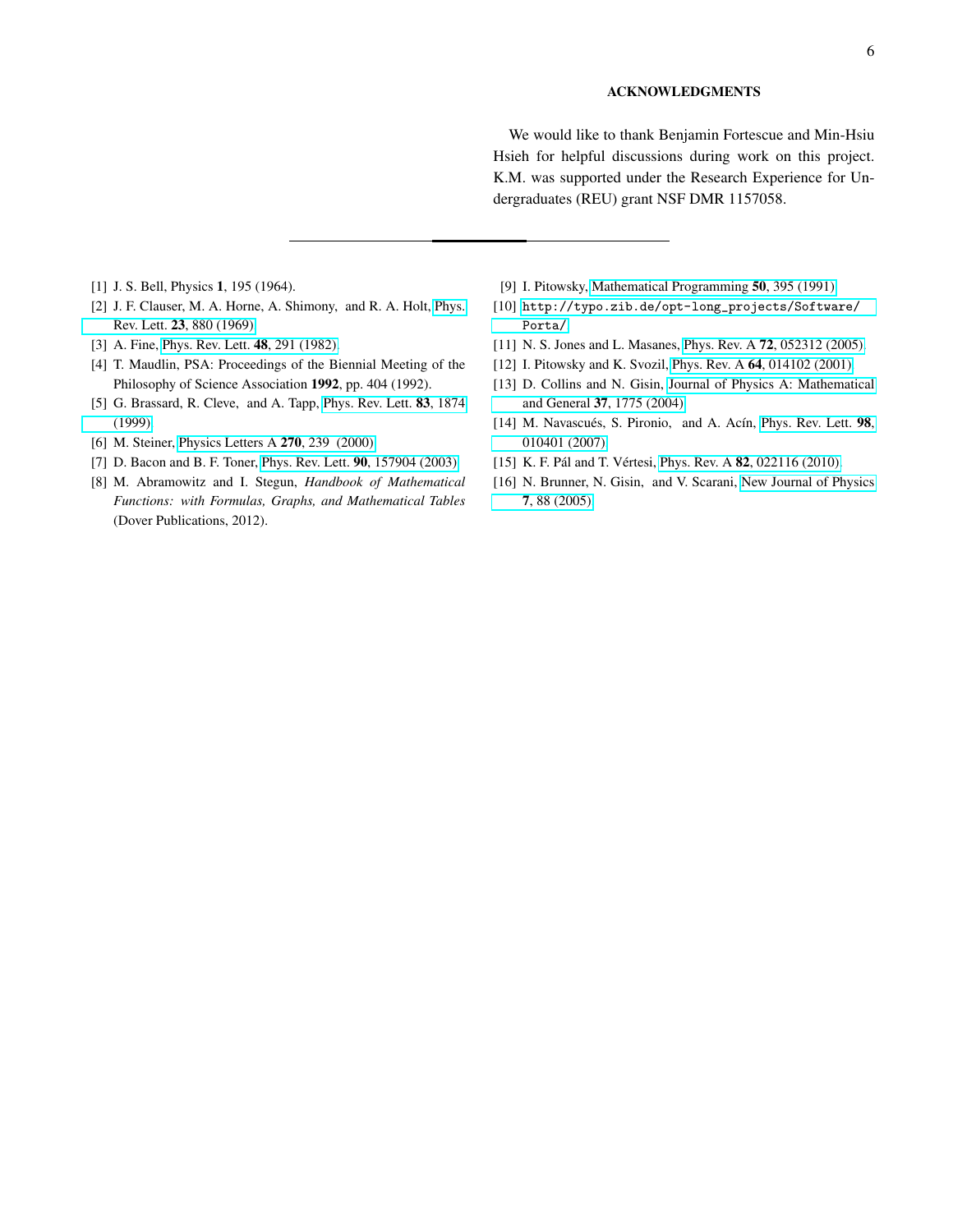## ACKNOWLEDGMENTS

We would like to thank Benjamin Fortescue and Min-Hsiu Hsieh for helpful discussions during work on this project. K.M. was supported under the Research Experience for Undergraduates (REU) grant NSF DMR 1157058.

---

[1] J. S. Bell, Physics **1**, 195 (1964).

[2] J. F. Clauser, M. A. Horne, A. Shimony, and R. A. Holt, Phys. Rev. Lett. **23**, 880 (1969).

[3] A. Fine, Phys. Rev. Lett. **48**, 291 (1982).

[4] T. Maudlin, PSA: Proceedings of the Biennial Meeting of the Philosophy of Science Association **1992**, pp. 404 (1992).

[5] G. Brassard, R. Cleve, and A. Tapp, Phys. Rev. Lett. **83**, 1874 (1999).

[6] M. Steiner, Physics Letters A **270**, 239 (2000).

[7] D. Bacon and B. F. Toner, Phys. Rev. Lett. **90**, 157904 (2003).

[8] M. Abramowitz and I. Stegun, *Handbook of Mathematical Functions: with Formulas, Graphs, and Mathematical Tables* (Dover Publications, 2012).

[9] I. Pitowsky, Mathematical Programming **50**, 395 (1991).

[10] `http://typo.zib.de/opt-long_projects/Software/Porta/`.

[11] N. S. Jones and L. Masanes, Phys. Rev. A **72**, 052312 (2005).

[12] I. Pitowsky and K. Svozil, Phys. Rev. A **64**, 014102 (2001).

[13] D. Collins and N. Gisin, Journal of Physics A: Mathematical and General **37**, 1775 (2004).

[14] M. Navascués, S. Pironio, and A. Acín, Phys. Rev. Lett. **98**, 010401 (2007).

[15] K. F. Pál and T. Vértesi, Phys. Rev. A **82**, 022116 (2010).

[16] N. Brunner, N. Gisin, and V. Scarani, New Journal of Physics **7**, 88 (2005).